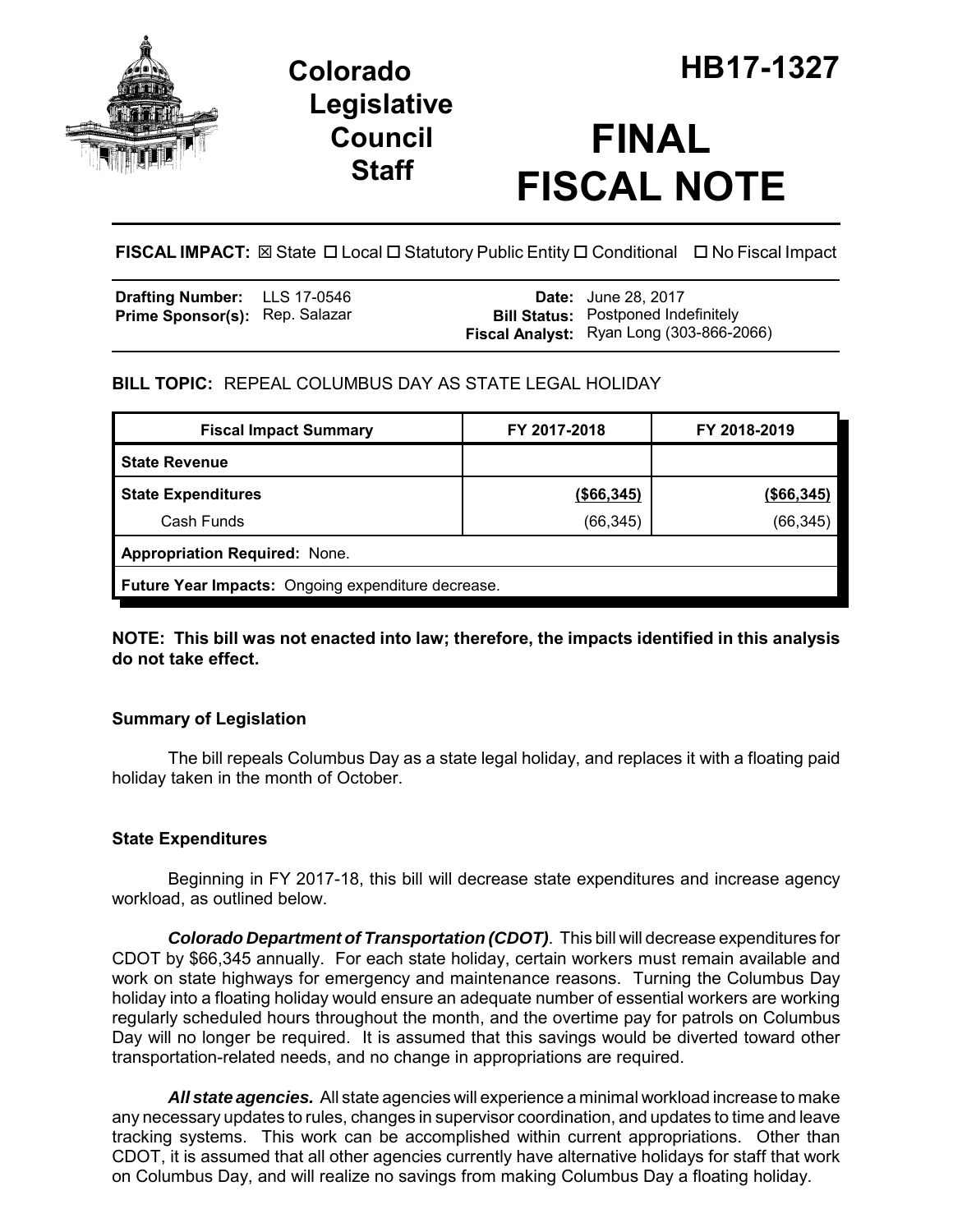# Colorado Legislative Council Staff

# HB17-1327

# FINAL FISCAL NOTE

**FISCAL IMPACT:** ☒ State ☐ Local ☐ Statutory Public Entity ☐ Conditional ☐ No Fiscal Impact

| | | | |
|---|---|---|---|
| **Drafting Number:** | LLS 17-0546 | **Date:** | June 28, 2017 |
| **Prime Sponsor(s):** | Rep. Salazar | **Bill Status:** | Postponed Indefinitely |
| | | **Fiscal Analyst:** | Ryan Long (303-866-2066) |

**BILL TOPIC:** REPEAL COLUMBUS DAY AS STATE LEGAL HOLIDAY

| Fiscal Impact Summary | FY 2017-2018 | FY 2018-2019 |
|---|---|---|
| **State Revenue** | | |
| **State Expenditures** | **(\$66,345)** | **(\$66,345)** |
| Cash Funds | (66,345) | (66,345) |
| **Appropriation Required:** None. | | |
| **Future Year Impacts:** Ongoing expenditure decrease. | | |

**NOTE: This bill was not enacted into law; therefore, the impacts identified in this analysis do not take effect.**

### Summary of Legislation

The bill repeals Columbus Day as a state legal holiday, and replaces it with a floating paid holiday taken in the month of October.

### State Expenditures

Beginning in FY 2017-18, this bill will decrease state expenditures and increase agency workload, as outlined below.

***Colorado Department of Transportation (CDOT).*** This bill will decrease expenditures for CDOT by $66,345 annually. For each state holiday, certain workers must remain available and work on state highways for emergency and maintenance reasons. Turning the Columbus Day holiday into a floating holiday would ensure an adequate number of essential workers are working regularly scheduled hours throughout the month, and the overtime pay for patrols on Columbus Day will no longer be required. It is assumed that this savings would be diverted toward other transportation-related needs, and no change in appropriations are required.

***All state agencies.*** All state agencies will experience a minimal workload increase to make any necessary updates to rules, changes in supervisor coordination, and updates to time and leave tracking systems. This work can be accomplished within current appropriations. Other than CDOT, it is assumed that all other agencies currently have alternative holidays for staff that work on Columbus Day, and will realize no savings from making Columbus Day a floating holiday.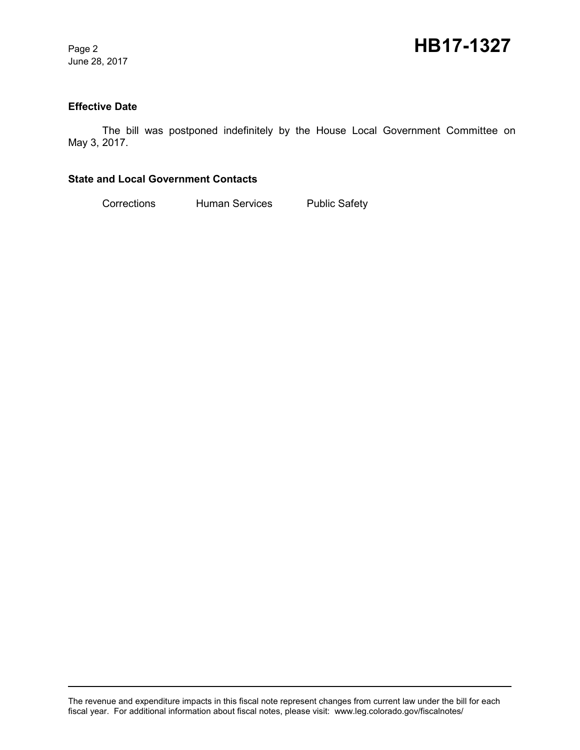**Effective Date**

The bill was postponed indefinitely by the House Local Government Committee on May 3, 2017.

**State and Local Government Contacts**

Corrections Human Services Public Safety

The revenue and expenditure impacts in this fiscal note represent changes from current law under the bill for each fiscal year. For additional information about fiscal notes, please visit: www.leg.colorado.gov/fiscalnotes/